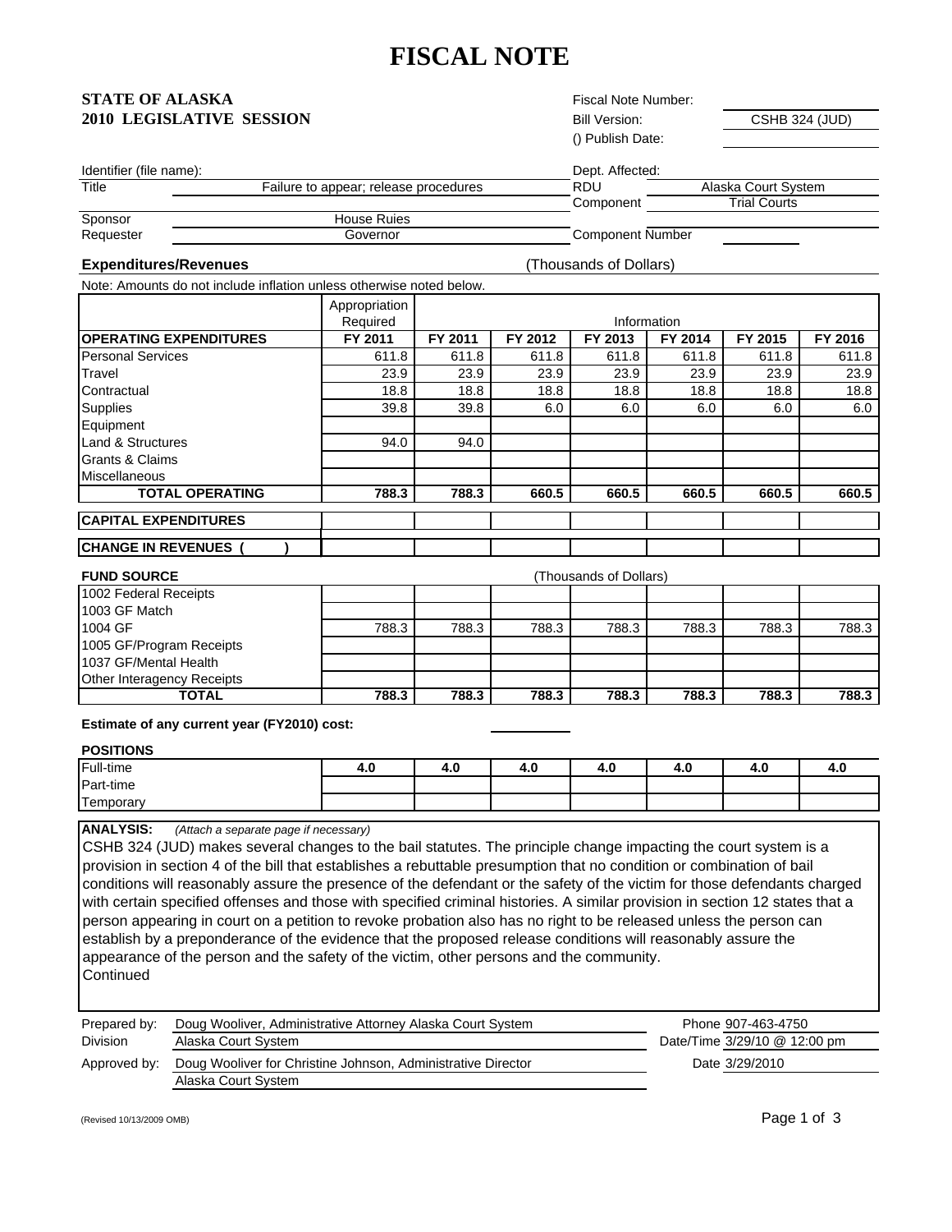# FISCAL NOTE

**STATE OF ALASKA**
**2010 LEGISLATIVE SESSION**

Fiscal Note Number:
Bill Version: CSHB 324 (JUD)
() Publish Date:

Identifier (file name):

| | | | |
|---|---|---|---|
| Title | Failure to appear; release procedures | RDU | Alaska Court System |
| | | Component | Trial Courts |
| Sponsor | House Ruies | | |
| Requester | Governor | Component Number | |

Dept. Affected:

**Expenditures/Revenues** (Thousands of Dollars)

Note: Amounts do not include inflation unless otherwise noted below.

| | Appropriation Required | Information | | | | | |
|---|---|---|---|---|---|---|---|
| **OPERATING EXPENDITURES** | **FY 2011** | **FY 2011** | **FY 2012** | **FY 2013** | **FY 2014** | **FY 2015** | **FY 2016** |
| Personal Services | 611.8 | 611.8 | 611.8 | 611.8 | 611.8 | 611.8 | 611.8 |
| Travel | 23.9 | 23.9 | 23.9 | 23.9 | 23.9 | 23.9 | 23.9 |
| Contractual | 18.8 | 18.8 | 18.8 | 18.8 | 18.8 | 18.8 | 18.8 |
| Supplies | 39.8 | 39.8 | 6.0 | 6.0 | 6.0 | 6.0 | 6.0 |
| Equipment | | | | | | | |
| Land & Structures | 94.0 | 94.0 | | | | | |
| Grants & Claims | | | | | | | |
| Miscellaneous | | | | | | | |
| **TOTAL OPERATING** | **788.3** | **788.3** | **660.5** | **660.5** | **660.5** | **660.5** | **660.5** |
| **CAPITAL EXPENDITURES** | | | | | | | |
| **CHANGE IN REVENUES ( )** | | | | | | | |

**FUND SOURCE** (Thousands of Dollars)

| | | | | | | | |
|---|---|---|---|---|---|---|---|
| 1002 Federal Receipts | | | | | | | |
| 1003 GF Match | | | | | | | |
| 1004 GF | 788.3 | 788.3 | 788.3 | 788.3 | 788.3 | 788.3 | 788.3 |
| 1005 GF/Program Receipts | | | | | | | |
| 1037 GF/Mental Health | | | | | | | |
| Other Interagency Receipts | | | | | | | |
| **TOTAL** | **788.3** | **788.3** | **788.3** | **788.3** | **788.3** | **788.3** | **788.3** |

**Estimate of any current year (FY2010) cost:**

**POSITIONS**

| | | | | | | | |
|---|---|---|---|---|---|---|---|
| Full-time | **4.0** | **4.0** | **4.0** | **4.0** | **4.0** | **4.0** | **4.0** |
| Part-time | | | | | | | |
| Temporary | | | | | | | |

**ANALYSIS:** *(Attach a separate page if necessary)*

CSHB 324 (JUD) makes several changes to the bail statutes. The principle change impacting the court system is a provision in section 4 of the bill that establishes a rebuttable presumption that no condition or combination of bail conditions will reasonably assure the presence of the defendant or the safety of the victim for those defendants charged with certain specified offenses and those with specified criminal histories. A similar provision in section 12 states that a person appearing in court on a petition to revoke probation also has no right to be released unless the person can establish by a preponderance of the evidence that the proposed release conditions will reasonably assure the appearance of the person and the safety of the victim, other persons and the community.
Continued

| | | | |
|---|---|---|---|
| Prepared by: | Doug Wooliver, Administrative Attorney Alaska Court System | Phone | 907-463-4750 |
| Division | Alaska Court System | Date/Time | 3/29/10 @ 12:00 pm |
| Approved by: | Doug Wooliver for Christine Johnson, Administrative Director, Alaska Court System | Date | 3/29/2010 |

(Revised 10/13/2009 OMB)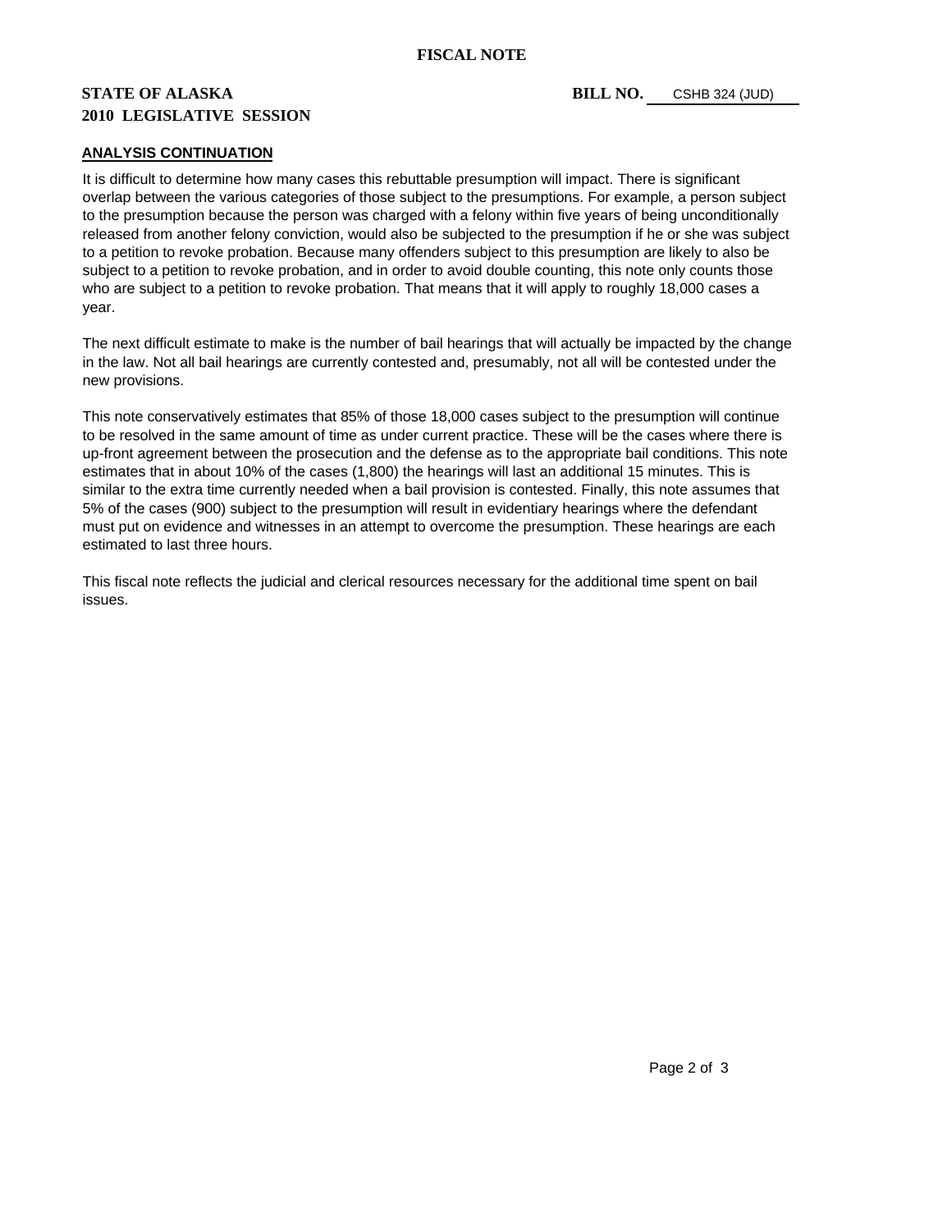**FISCAL NOTE**

**STATE OF ALASKA** **BILL NO.** CSHB 324 (JUD)

**2010 LEGISLATIVE SESSION**

**ANALYSIS CONTINUATION**

It is difficult to determine how many cases this rebuttable presumption will impact. There is significant overlap between the various categories of those subject to the presumptions. For example, a person subject to the presumption because the person was charged with a felony within five years of being unconditionally released from another felony conviction, would also be subjected to the presumption if he or she was subject to a petition to revoke probation. Because many offenders subject to this presumption are likely to also be subject to a petition to revoke probation, and in order to avoid double counting, this note only counts those who are subject to a petition to revoke probation. That means that it will apply to roughly 18,000 cases a year.

The next difficult estimate to make is the number of bail hearings that will actually be impacted by the change in the law. Not all bail hearings are currently contested and, presumably, not all will be contested under the new provisions.

This note conservatively estimates that 85% of those 18,000 cases subject to the presumption will continue to be resolved in the same amount of time as under current practice. These will be the cases where there is up-front agreement between the prosecution and the defense as to the appropriate bail conditions. This note estimates that in about 10% of the cases (1,800) the hearings will last an additional 15 minutes. This is similar to the extra time currently needed when a bail provision is contested. Finally, this note assumes that 5% of the cases (900) subject to the presumption will result in evidentiary hearings where the defendant must put on evidence and witnesses in an attempt to overcome the presumption. These hearings are each estimated to last three hours.

This fiscal note reflects the judicial and clerical resources necessary for the additional time spent on bail issues.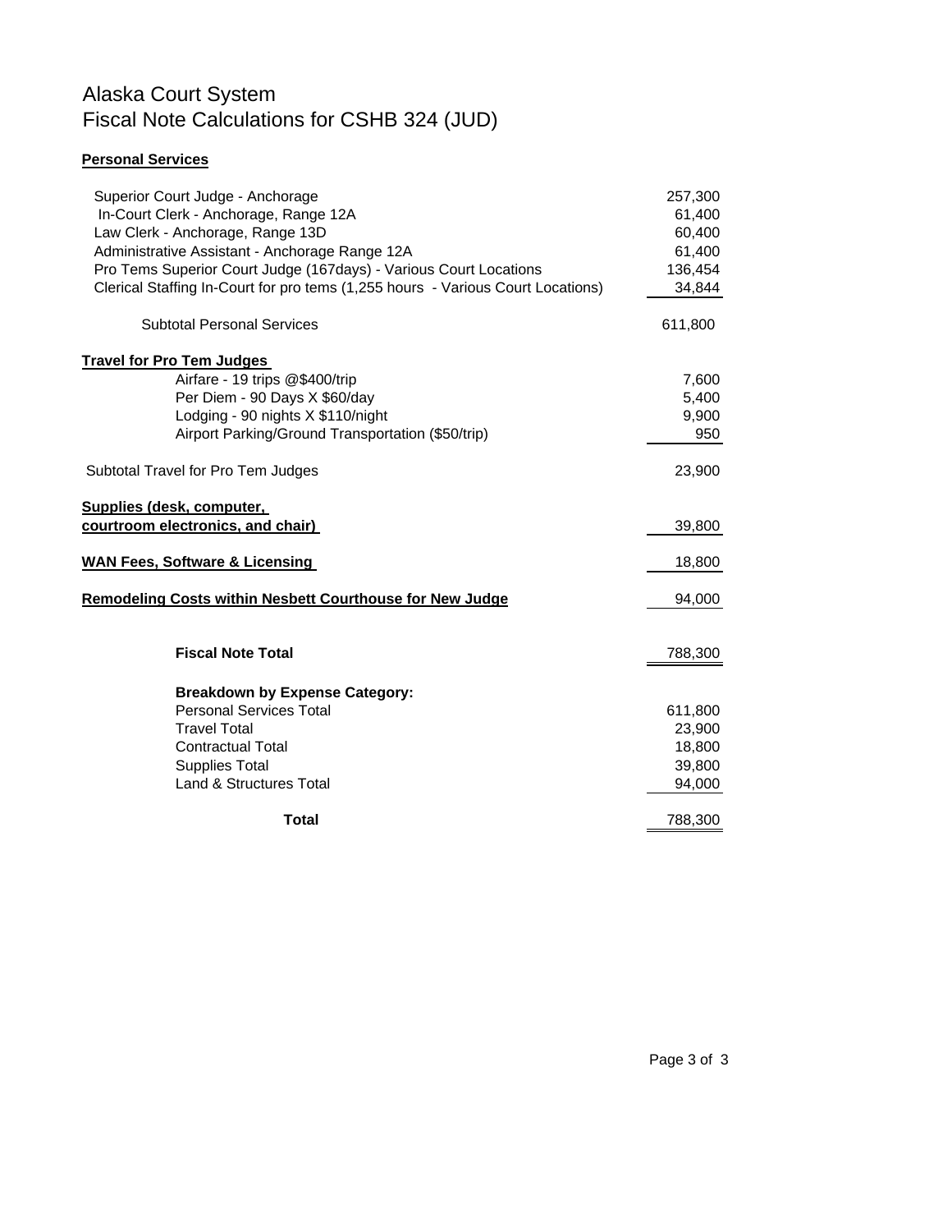# Alaska Court System
## Fiscal Note Calculations for CSHB 324 (JUD)

**Personal Services**

| | |
|---|---|
| Superior Court Judge - Anchorage | 257,300 |
| In-Court Clerk - Anchorage, Range 12A | 61,400 |
| Law Clerk - Anchorage, Range 13D | 60,400 |
| Administrative Assistant - Anchorage Range 12A | 61,400 |
| Pro Tems Superior Court Judge (167days) - Various Court Locations | 136,454 |
| Clerical Staffing In-Court for pro tems (1,255 hours - Various Court Locations) | 34,844 |
| Subtotal Personal Services | 611,800 |
| **Travel for Pro Tem Judges** | |
| Airfare - 19 trips @$400/trip | 7,600 |
| Per Diem - 90 Days X $60/day | 5,400 |
| Lodging - 90 nights X $110/night | 9,900 |
| Airport Parking/Ground Transportation ($50/trip) | 950 |
| Subtotal Travel for Pro Tem Judges | 23,900 |
| **Supplies (desk, computer, courtroom electronics, and chair)** | 39,800 |
| **WAN Fees, Software & Licensing** | 18,800 |
| **Remodeling Costs within Nesbett Courthouse for New Judge** | 94,000 |
| **Fiscal Note Total** | 788,300 |
| **Breakdown by Expense Category:** | |
| Personal Services Total | 611,800 |
| Travel Total | 23,900 |
| Contractual Total | 18,800 |
| Supplies Total | 39,800 |
| Land & Structures Total | 94,000 |
| **Total** | 788,300 |